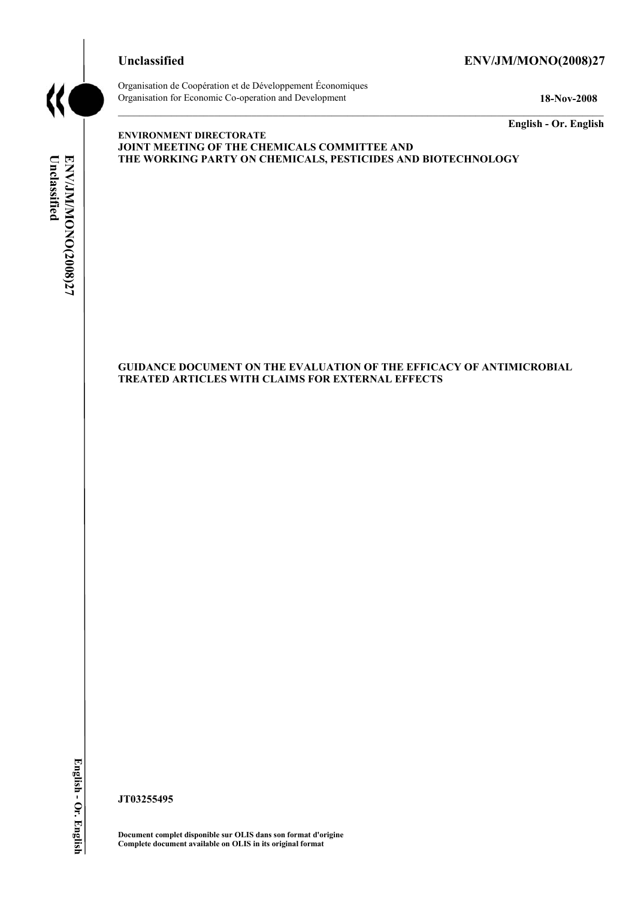**Unclassified** **ENV/JM/MONO(2008)27**

Organisation de Coopération et de Développement Économiques
Organisation for Economic Co-operation and Development **18-Nov-2008**

**English - Or. English**

**ENVIRONMENT DIRECTORATE**
**JOINT MEETING OF THE CHEMICALS COMMITTEE AND THE WORKING PARTY ON CHEMICALS, PESTICIDES AND BIOTECHNOLOGY**

# GUIDANCE DOCUMENT ON THE EVALUATION OF THE EFFICACY OF ANTIMICROBIAL TREATED ARTICLES WITH CLAIMS FOR EXTERNAL EFFECTS

**JT03255495**

**Document complet disponible sur OLIS dans son format d'origine**
**Complete document available on OLIS in its original format**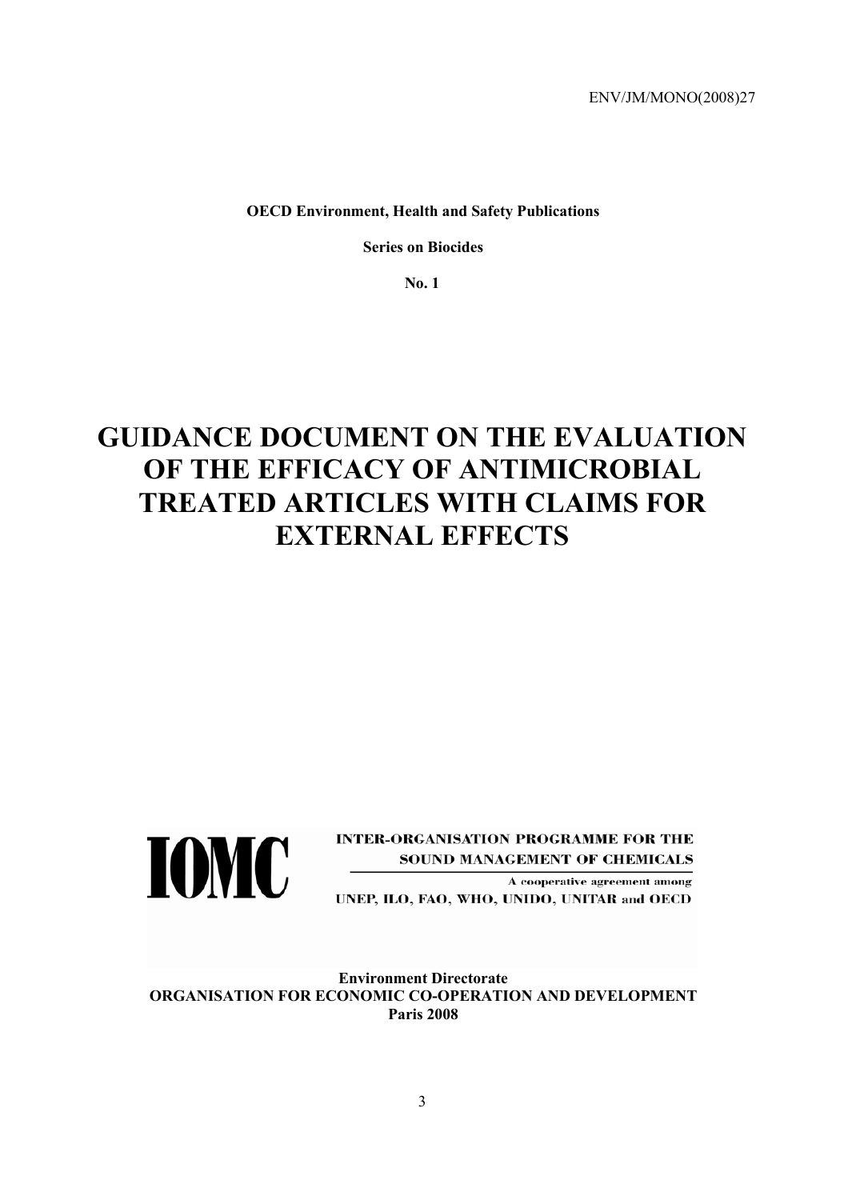ENV/JM/MONO(2008)27

**OECD Environment, Health and Safety Publications**

**Series on Biocides**

**No. 1**

# GUIDANCE DOCUMENT ON THE EVALUATION OF THE EFFICACY OF ANTIMICROBIAL TREATED ARTICLES WITH CLAIMS FOR EXTERNAL EFFECTS

**IOMC** INTER-ORGANISATION PROGRAMME FOR THE SOUND MANAGEMENT OF CHEMICALS

A cooperative agreement among UNEP, ILO, FAO, WHO, UNIDO, UNITAR and OECD

**Environment Directorate**
**ORGANISATION FOR ECONOMIC CO-OPERATION AND DEVELOPMENT**
**Paris 2008**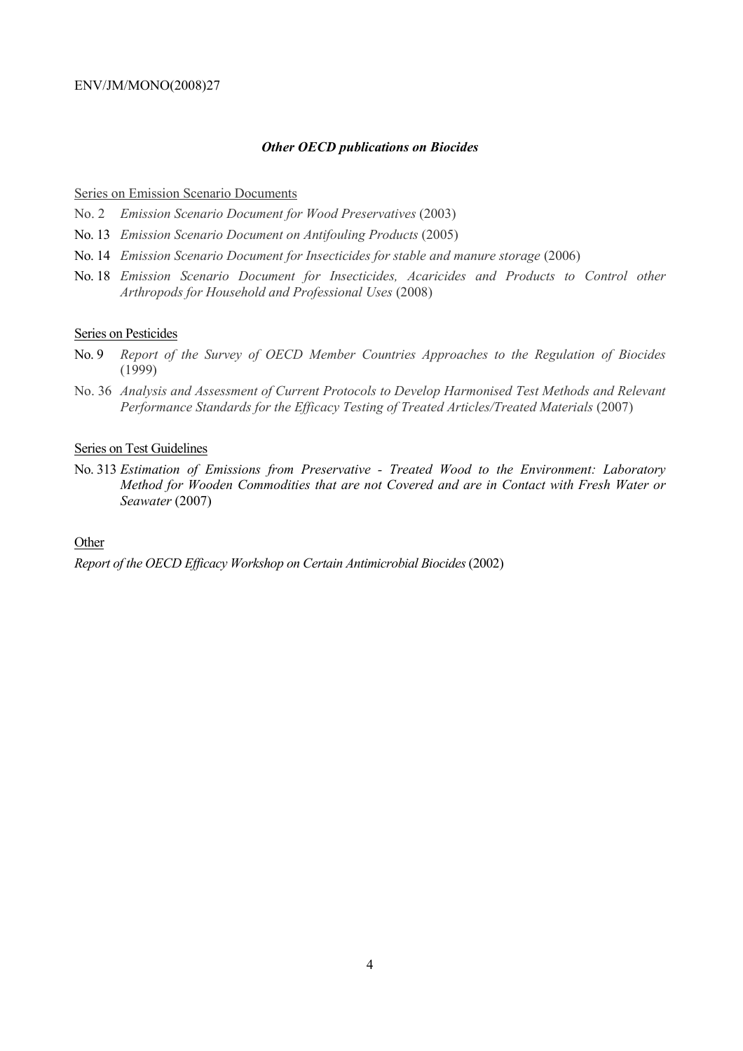***Other OECD publications on Biocides***

Series on Emission Scenario Documents

No. 2 *Emission Scenario Document for Wood Preservatives* (2003)

No. 13 *Emission Scenario Document on Antifouling Products* (2005)

No. 14 *Emission Scenario Document for Insecticides for stable and manure storage* (2006)

No. 18 *Emission Scenario Document for Insecticides, Acaricides and Products to Control other Arthropods for Household and Professional Uses* (2008)

Series on Pesticides

No. 9 *Report of the Survey of OECD Member Countries Approaches to the Regulation of Biocides* (1999)

No. 36 *Analysis and Assessment of Current Protocols to Develop Harmonised Test Methods and Relevant Performance Standards for the Efficacy Testing of Treated Articles/Treated Materials* (2007)

Series on Test Guidelines

No. 313 *Estimation of Emissions from Preservative - Treated Wood to the Environment: Laboratory Method for Wooden Commodities that are not Covered and are in Contact with Fresh Water or Seawater* (2007)

Other

*Report of the OECD Efficacy Workshop on Certain Antimicrobial Biocides* (2002)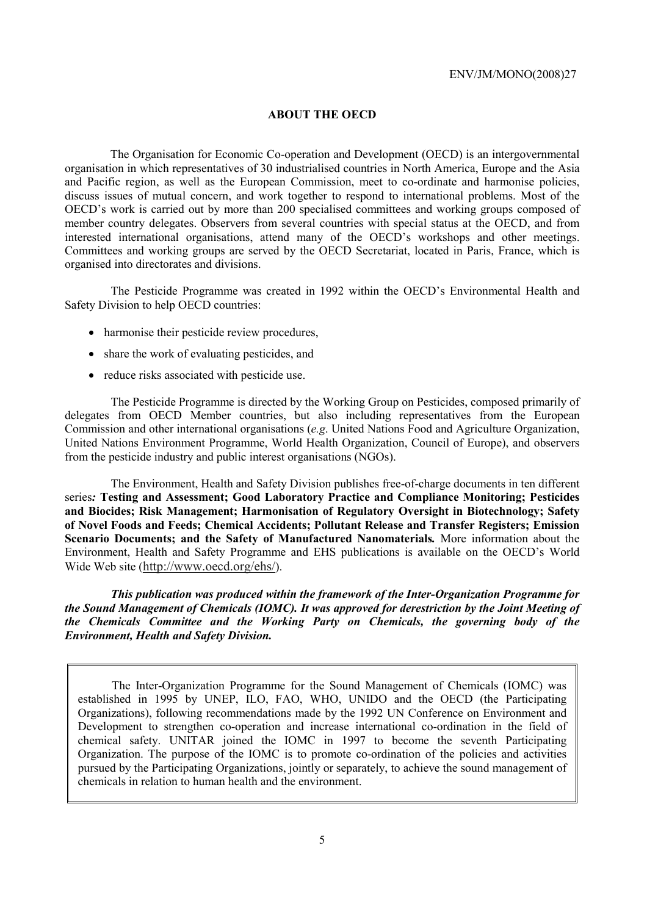## ABOUT THE OECD

The Organisation for Economic Co-operation and Development (OECD) is an intergovernmental organisation in which representatives of 30 industrialised countries in North America, Europe and the Asia and Pacific region, as well as the European Commission, meet to co-ordinate and harmonise policies, discuss issues of mutual concern, and work together to respond to international problems. Most of the OECD's work is carried out by more than 200 specialised committees and working groups composed of member country delegates. Observers from several countries with special status at the OECD, and from interested international organisations, attend many of the OECD's workshops and other meetings. Committees and working groups are served by the OECD Secretariat, located in Paris, France, which is organised into directorates and divisions.

The Pesticide Programme was created in 1992 within the OECD's Environmental Health and Safety Division to help OECD countries:

- harmonise their pesticide review procedures,
- share the work of evaluating pesticides, and
- reduce risks associated with pesticide use.

The Pesticide Programme is directed by the Working Group on Pesticides, composed primarily of delegates from OECD Member countries, but also including representatives from the European Commission and other international organisations (*e.g*. United Nations Food and Agriculture Organization, United Nations Environment Programme, World Health Organization, Council of Europe), and observers from the pesticide industry and public interest organisations (NGOs).

The Environment, Health and Safety Division publishes free-of-charge documents in ten different series***:*** **Testing and Assessment; Good Laboratory Practice and Compliance Monitoring; Pesticides and Biocides; Risk Management; Harmonisation of Regulatory Oversight in Biotechnology; Safety of Novel Foods and Feeds; Chemical Accidents; Pollutant Release and Transfer Registers; Emission Scenario Documents; and the Safety of Manufactured Nanomaterials.** More information about the Environment, Health and Safety Programme and EHS publications is available on the OECD's World Wide Web site (http://www.oecd.org/ehs/).

***This publication was produced within the framework of the Inter-Organization Programme for the Sound Management of Chemicals (IOMC). It was approved for derestriction by the Joint Meeting of the Chemicals Committee and the Working Party on Chemicals, the governing body of the Environment, Health and Safety Division.***

The Inter-Organization Programme for the Sound Management of Chemicals (IOMC) was established in 1995 by UNEP, ILO, FAO, WHO, UNIDO and the OECD (the Participating Organizations), following recommendations made by the 1992 UN Conference on Environment and Development to strengthen co-operation and increase international co-ordination in the field of chemical safety. UNITAR joined the IOMC in 1997 to become the seventh Participating Organization. The purpose of the IOMC is to promote co-ordination of the policies and activities pursued by the Participating Organizations, jointly or separately, to achieve the sound management of chemicals in relation to human health and the environment.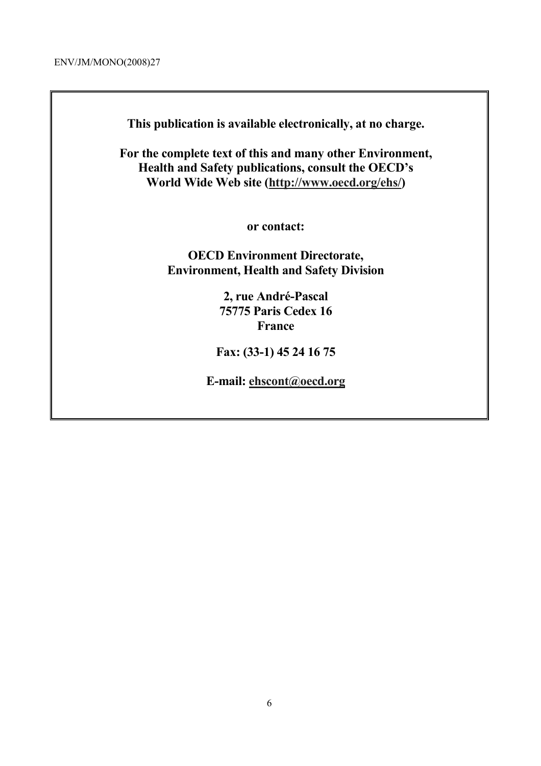**This publication is available electronically, at no charge.**

**For the complete text of this and many other Environment, Health and Safety publications, consult the OECD's World Wide Web site (http://www.oecd.org/ehs/)**

**or contact:**

**OECD Environment Directorate, Environment, Health and Safety Division**

**2, rue André-Pascal**
**75775 Paris Cedex 16**
**France**

**Fax: (33-1) 45 24 16 75**

**E-mail: ehscont@oecd.org**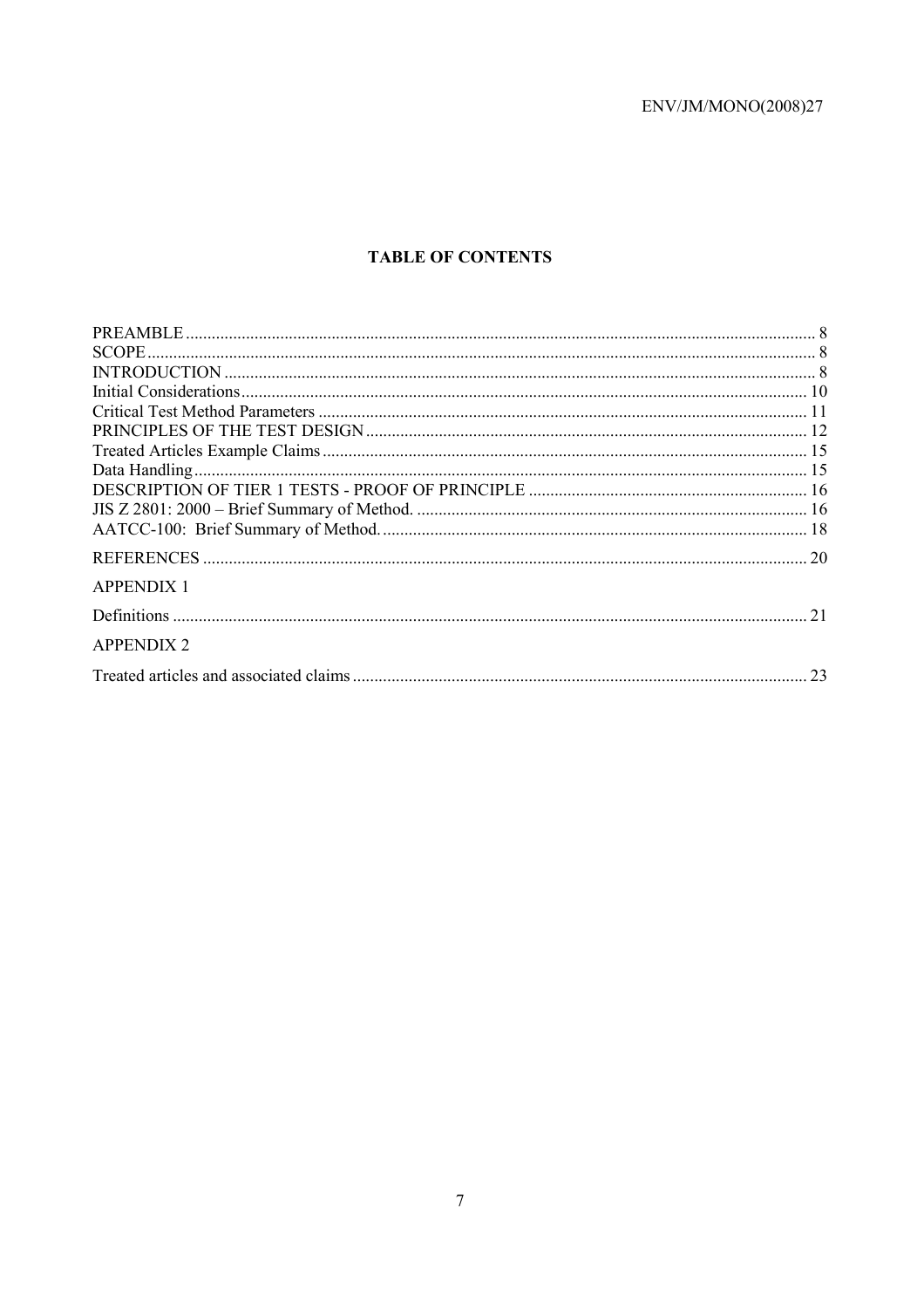## TABLE OF CONTENTS

PREAMBLE ........ 8
SCOPE ........ 8
INTRODUCTION ........ 8
Initial Considerations ........ 10
Critical Test Method Parameters ........ 11
PRINCIPLES OF THE TEST DESIGN ........ 12
Treated Articles Example Claims ........ 15
Data Handling ........ 15
DESCRIPTION OF TIER 1 TESTS - PROOF OF PRINCIPLE ........ 16
JIS Z 2801: 2000 – Brief Summary of Method. ........ 16
AATCC-100: Brief Summary of Method. ........ 18

REFERENCES ........ 20

APPENDIX 1

Definitions ........ 21

APPENDIX 2

Treated articles and associated claims ........ 23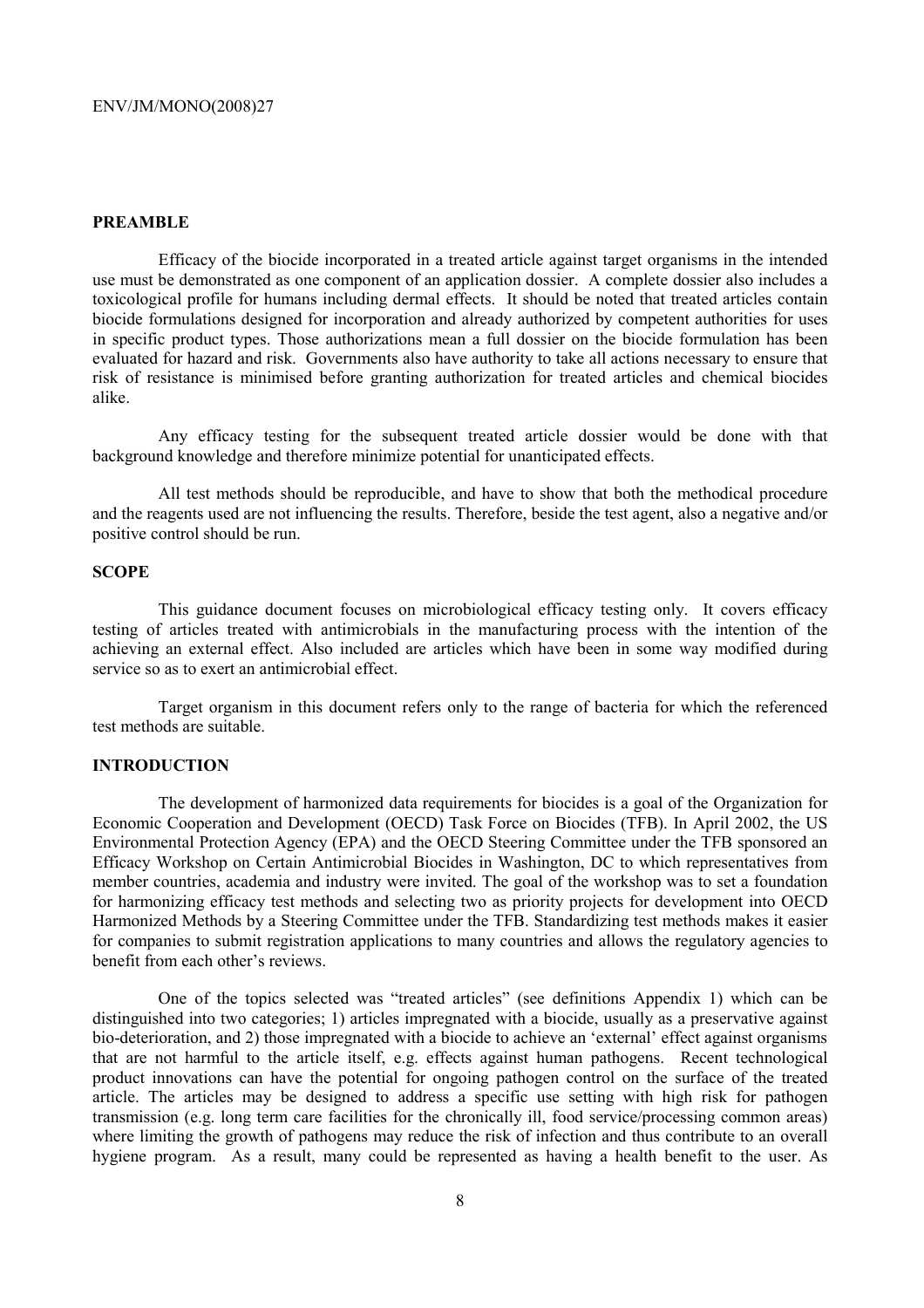## PREAMBLE

Efficacy of the biocide incorporated in a treated article against target organisms in the intended use must be demonstrated as one component of an application dossier. A complete dossier also includes a toxicological profile for humans including dermal effects. It should be noted that treated articles contain biocide formulations designed for incorporation and already authorized by competent authorities for uses in specific product types. Those authorizations mean a full dossier on the biocide formulation has been evaluated for hazard and risk. Governments also have authority to take all actions necessary to ensure that risk of resistance is minimised before granting authorization for treated articles and chemical biocides alike.

Any efficacy testing for the subsequent treated article dossier would be done with that background knowledge and therefore minimize potential for unanticipated effects.

All test methods should be reproducible, and have to show that both the methodical procedure and the reagents used are not influencing the results. Therefore, beside the test agent, also a negative and/or positive control should be run.

## SCOPE

This guidance document focuses on microbiological efficacy testing only. It covers efficacy testing of articles treated with antimicrobials in the manufacturing process with the intention of the achieving an external effect. Also included are articles which have been in some way modified during service so as to exert an antimicrobial effect.

Target organism in this document refers only to the range of bacteria for which the referenced test methods are suitable.

## INTRODUCTION

The development of harmonized data requirements for biocides is a goal of the Organization for Economic Cooperation and Development (OECD) Task Force on Biocides (TFB). In April 2002, the US Environmental Protection Agency (EPA) and the OECD Steering Committee under the TFB sponsored an Efficacy Workshop on Certain Antimicrobial Biocides in Washington, DC to which representatives from member countries, academia and industry were invited. The goal of the workshop was to set a foundation for harmonizing efficacy test methods and selecting two as priority projects for development into OECD Harmonized Methods by a Steering Committee under the TFB. Standardizing test methods makes it easier for companies to submit registration applications to many countries and allows the regulatory agencies to benefit from each other's reviews.

One of the topics selected was "treated articles" (see definitions Appendix 1) which can be distinguished into two categories; 1) articles impregnated with a biocide, usually as a preservative against bio-deterioration, and 2) those impregnated with a biocide to achieve an 'external' effect against organisms that are not harmful to the article itself, e.g. effects against human pathogens. Recent technological product innovations can have the potential for ongoing pathogen control on the surface of the treated article. The articles may be designed to address a specific use setting with high risk for pathogen transmission (e.g. long term care facilities for the chronically ill, food service/processing common areas) where limiting the growth of pathogens may reduce the risk of infection and thus contribute to an overall hygiene program. As a result, many could be represented as having a health benefit to the user. As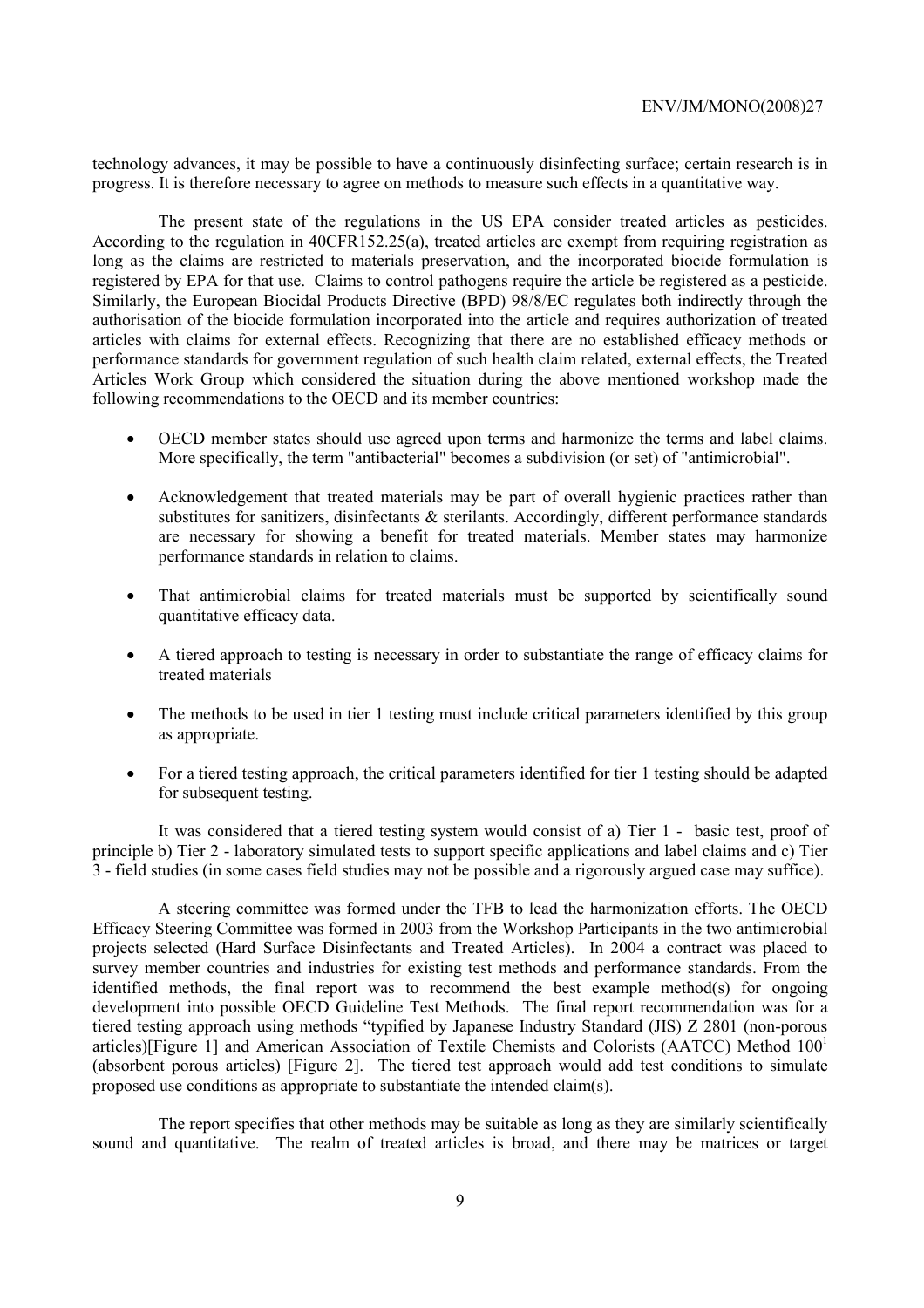technology advances, it may be possible to have a continuously disinfecting surface; certain research is in progress. It is therefore necessary to agree on methods to measure such effects in a quantitative way.

The present state of the regulations in the US EPA consider treated articles as pesticides. According to the regulation in 40CFR152.25(a), treated articles are exempt from requiring registration as long as the claims are restricted to materials preservation, and the incorporated biocide formulation is registered by EPA for that use. Claims to control pathogens require the article be registered as a pesticide. Similarly, the European Biocidal Products Directive (BPD) 98/8/EC regulates both indirectly through the authorisation of the biocide formulation incorporated into the article and requires authorization of treated articles with claims for external effects. Recognizing that there are no established efficacy methods or performance standards for government regulation of such health claim related, external effects, the Treated Articles Work Group which considered the situation during the above mentioned workshop made the following recommendations to the OECD and its member countries:

- OECD member states should use agreed upon terms and harmonize the terms and label claims. More specifically, the term "antibacterial" becomes a subdivision (or set) of "antimicrobial".
- Acknowledgement that treated materials may be part of overall hygienic practices rather than substitutes for sanitizers, disinfectants & sterilants. Accordingly, different performance standards are necessary for showing a benefit for treated materials. Member states may harmonize performance standards in relation to claims.
- That antimicrobial claims for treated materials must be supported by scientifically sound quantitative efficacy data.
- A tiered approach to testing is necessary in order to substantiate the range of efficacy claims for treated materials
- The methods to be used in tier 1 testing must include critical parameters identified by this group as appropriate.
- For a tiered testing approach, the critical parameters identified for tier 1 testing should be adapted for subsequent testing.

It was considered that a tiered testing system would consist of a) Tier 1 - basic test, proof of principle b) Tier 2 - laboratory simulated tests to support specific applications and label claims and c) Tier 3 - field studies (in some cases field studies may not be possible and a rigorously argued case may suffice).

A steering committee was formed under the TFB to lead the harmonization efforts. The OECD Efficacy Steering Committee was formed in 2003 from the Workshop Participants in the two antimicrobial projects selected (Hard Surface Disinfectants and Treated Articles). In 2004 a contract was placed to survey member countries and industries for existing test methods and performance standards. From the identified methods, the final report was to recommend the best example method(s) for ongoing development into possible OECD Guideline Test Methods. The final report recommendation was for a tiered testing approach using methods "typified by Japanese Industry Standard (JIS) Z 2801 (non-porous articles)[Figure 1] and American Association of Textile Chemists and Colorists (AATCC) Method 100[1] (absorbent porous articles) [Figure 2]. The tiered test approach would add test conditions to simulate proposed use conditions as appropriate to substantiate the intended claim(s).

The report specifies that other methods may be suitable as long as they are similarly scientifically sound and quantitative. The realm of treated articles is broad, and there may be matrices or target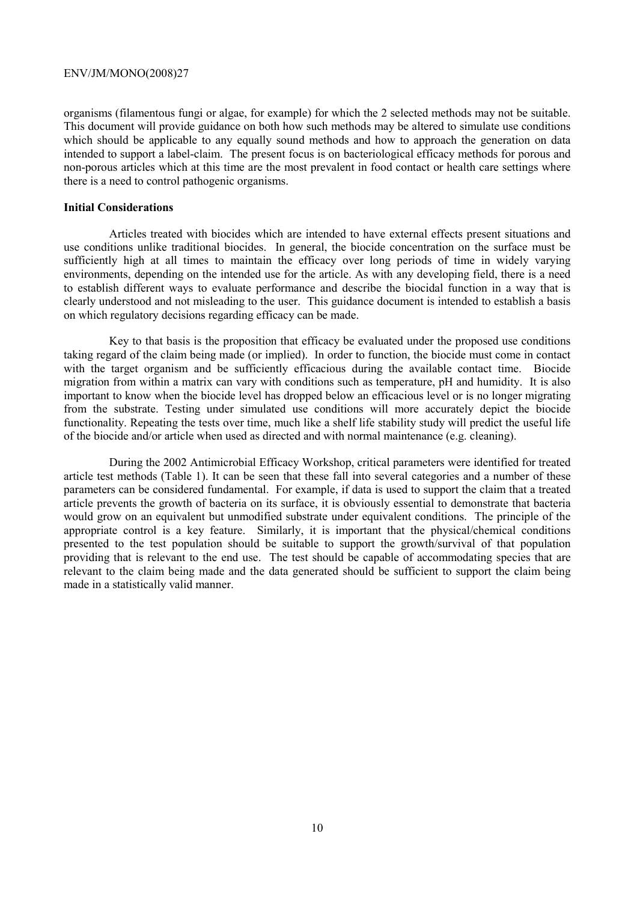organisms (filamentous fungi or algae, for example) for which the 2 selected methods may not be suitable. This document will provide guidance on both how such methods may be altered to simulate use conditions which should be applicable to any equally sound methods and how to approach the generation on data intended to support a label-claim. The present focus is on bacteriological efficacy methods for porous and non-porous articles which at this time are the most prevalent in food contact or health care settings where there is a need to control pathogenic organisms.

**Initial Considerations**

Articles treated with biocides which are intended to have external effects present situations and use conditions unlike traditional biocides. In general, the biocide concentration on the surface must be sufficiently high at all times to maintain the efficacy over long periods of time in widely varying environments, depending on the intended use for the article. As with any developing field, there is a need to establish different ways to evaluate performance and describe the biocidal function in a way that is clearly understood and not misleading to the user. This guidance document is intended to establish a basis on which regulatory decisions regarding efficacy can be made.

Key to that basis is the proposition that efficacy be evaluated under the proposed use conditions taking regard of the claim being made (or implied). In order to function, the biocide must come in contact with the target organism and be sufficiently efficacious during the available contact time. Biocide migration from within a matrix can vary with conditions such as temperature, pH and humidity. It is also important to know when the biocide level has dropped below an efficacious level or is no longer migrating from the substrate. Testing under simulated use conditions will more accurately depict the biocide functionality. Repeating the tests over time, much like a shelf life stability study will predict the useful life of the biocide and/or article when used as directed and with normal maintenance (e.g. cleaning).

During the 2002 Antimicrobial Efficacy Workshop, critical parameters were identified for treated article test methods (Table 1). It can be seen that these fall into several categories and a number of these parameters can be considered fundamental. For example, if data is used to support the claim that a treated article prevents the growth of bacteria on its surface, it is obviously essential to demonstrate that bacteria would grow on an equivalent but unmodified substrate under equivalent conditions. The principle of the appropriate control is a key feature. Similarly, it is important that the physical/chemical conditions presented to the test population should be suitable to support the growth/survival of that population providing that is relevant to the end use. The test should be capable of accommodating species that are relevant to the claim being made and the data generated should be sufficient to support the claim being made in a statistically valid manner.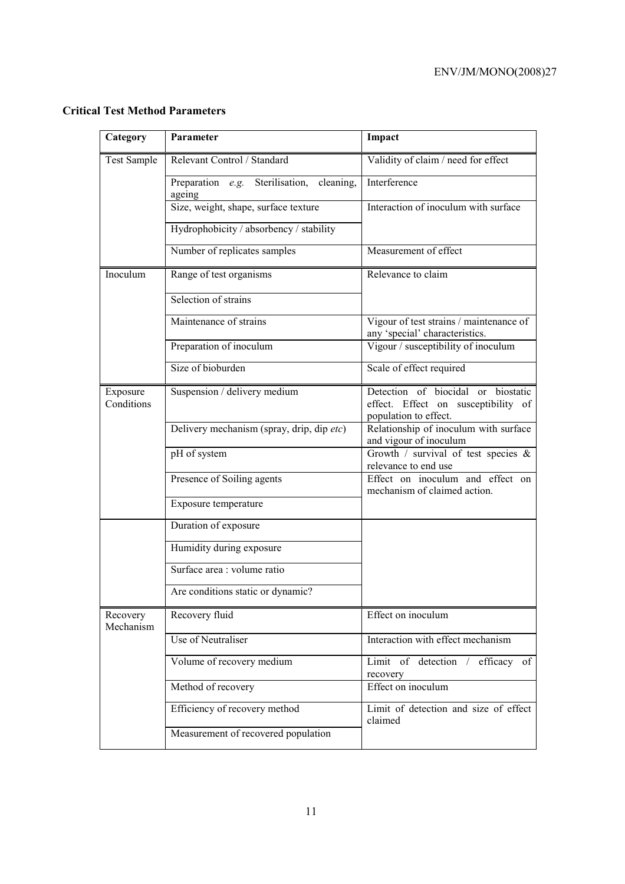**Critical Test Method Parameters**

| Category | Parameter | Impact |
| --- | --- | --- |
| Test Sample | Relevant Control / Standard | Validity of claim / need for effect |
| | Preparation *e.g.* Sterilisation, cleaning, ageing | Interference |
| | Size, weight, shape, surface texture | Interaction of inoculum with surface |
| | Hydrophobicity / absorbency / stability | |
| | Number of replicates samples | Measurement of effect |
| Inoculum | Range of test organisms | Relevance to claim |
| | Selection of strains | |
| | Maintenance of strains | Vigour of test strains / maintenance of any 'special' characteristics. |
| | Preparation of inoculum | Vigour / susceptibility of inoculum |
| | Size of bioburden | Scale of effect required |
| Exposure Conditions | Suspension / delivery medium | Detection of biocidal or biostatic effect. Effect on susceptibility of population to effect. |
| | Delivery mechanism (spray, drip, dip *etc*) | Relationship of inoculum with surface and vigour of inoculum |
| | pH of system | Growth / survival of test species & relevance to end use |
| | Presence of Soiling agents | Effect on inoculum and effect on mechanism of claimed action. |
| | Exposure temperature | |
| | Duration of exposure | |
| | Humidity during exposure | |
| | Surface area : volume ratio | |
| | Are conditions static or dynamic? | |
| Recovery Mechanism | Recovery fluid | Effect on inoculum |
| | Use of Neutraliser | Interaction with effect mechanism |
| | Volume of recovery medium | Limit of detection / efficacy of recovery |
| | Method of recovery | Effect on inoculum |
| | Efficiency of recovery method | Limit of detection and size of effect claimed |
| | Measurement of recovered population | |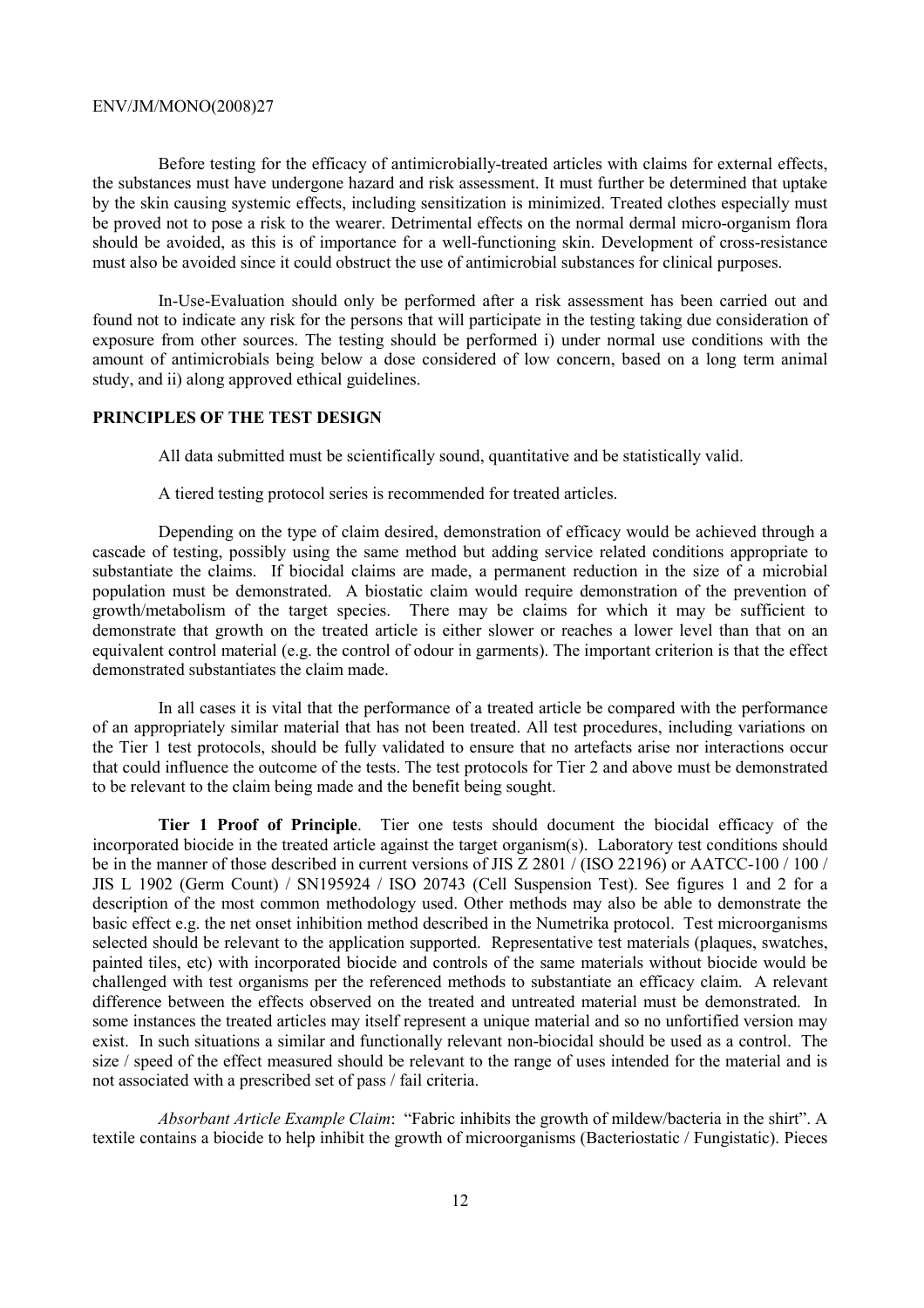Before testing for the efficacy of antimicrobially-treated articles with claims for external effects, the substances must have undergone hazard and risk assessment. It must further be determined that uptake by the skin causing systemic effects, including sensitization is minimized. Treated clothes especially must be proved not to pose a risk to the wearer. Detrimental effects on the normal dermal micro-organism flora should be avoided, as this is of importance for a well-functioning skin. Development of cross-resistance must also be avoided since it could obstruct the use of antimicrobial substances for clinical purposes.

In-Use-Evaluation should only be performed after a risk assessment has been carried out and found not to indicate any risk for the persons that will participate in the testing taking due consideration of exposure from other sources. The testing should be performed i) under normal use conditions with the amount of antimicrobials being below a dose considered of low concern, based on a long term animal study, and ii) along approved ethical guidelines.

## PRINCIPLES OF THE TEST DESIGN

All data submitted must be scientifically sound, quantitative and be statistically valid.

A tiered testing protocol series is recommended for treated articles.

Depending on the type of claim desired, demonstration of efficacy would be achieved through a cascade of testing, possibly using the same method but adding service related conditions appropriate to substantiate the claims. If biocidal claims are made, a permanent reduction in the size of a microbial population must be demonstrated. A biostatic claim would require demonstration of the prevention of growth/metabolism of the target species. There may be claims for which it may be sufficient to demonstrate that growth on the treated article is either slower or reaches a lower level than that on an equivalent control material (e.g. the control of odour in garments). The important criterion is that the effect demonstrated substantiates the claim made.

In all cases it is vital that the performance of a treated article be compared with the performance of an appropriately similar material that has not been treated. All test procedures, including variations on the Tier 1 test protocols, should be fully validated to ensure that no artefacts arise nor interactions occur that could influence the outcome of the tests. The test protocols for Tier 2 and above must be demonstrated to be relevant to the claim being made and the benefit being sought.

**Tier 1 Proof of Principle**. Tier one tests should document the biocidal efficacy of the incorporated biocide in the treated article against the target organism(s). Laboratory test conditions should be in the manner of those described in current versions of JIS Z 2801 / (ISO 22196) or AATCC-100 / 100 / JIS L 1902 (Germ Count) / SN195924 / ISO 20743 (Cell Suspension Test). See figures 1 and 2 for a description of the most common methodology used. Other methods may also be able to demonstrate the basic effect e.g. the net onset inhibition method described in the Numetrika protocol. Test microorganisms selected should be relevant to the application supported. Representative test materials (plaques, swatches, painted tiles, etc) with incorporated biocide and controls of the same materials without biocide would be challenged with test organisms per the referenced methods to substantiate an efficacy claim. A relevant difference between the effects observed on the treated and untreated material must be demonstrated. In some instances the treated articles may itself represent a unique material and so no unfortified version may exist. In such situations a similar and functionally relevant non-biocidal should be used as a control. The size / speed of the effect measured should be relevant to the range of uses intended for the material and is not associated with a prescribed set of pass / fail criteria.

*Absorbant Article Example Claim*: "Fabric inhibits the growth of mildew/bacteria in the shirt". A textile contains a biocide to help inhibit the growth of microorganisms (Bacteriostatic / Fungistatic). Pieces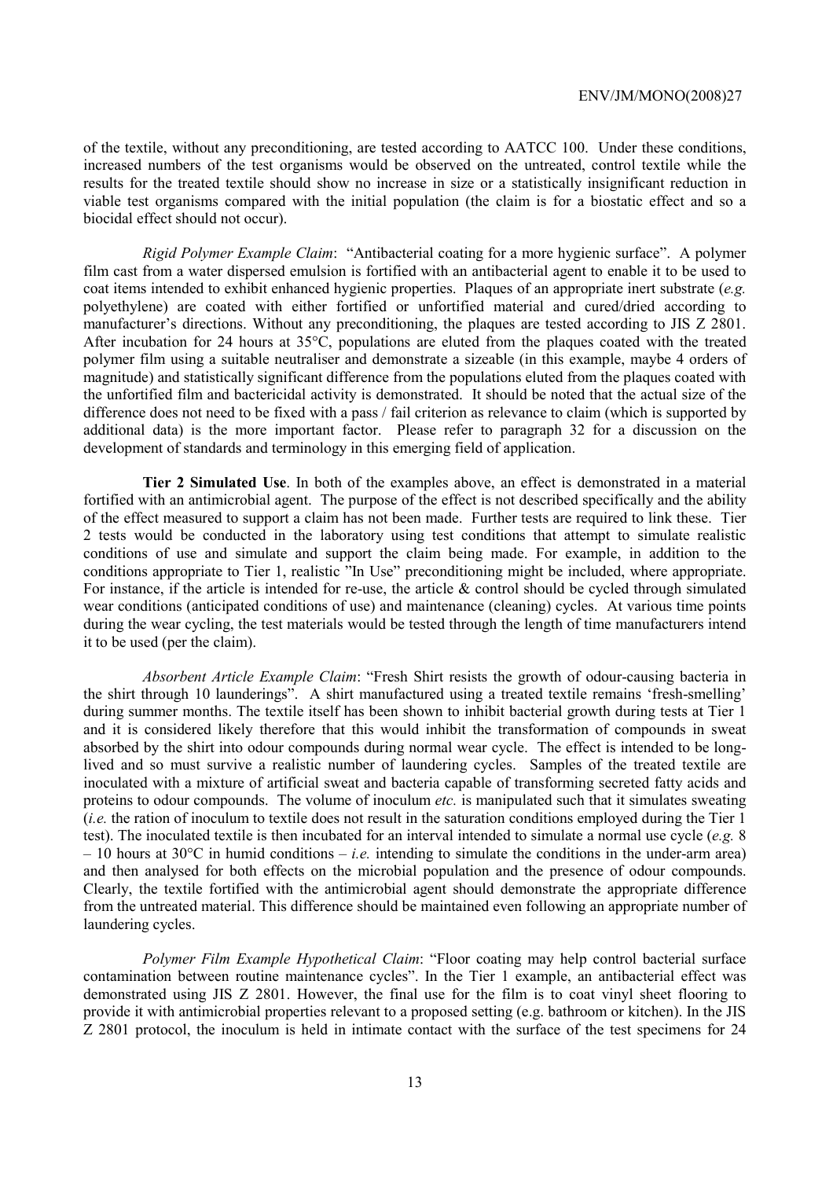of the textile, without any preconditioning, are tested according to AATCC 100. Under these conditions, increased numbers of the test organisms would be observed on the untreated, control textile while the results for the treated textile should show no increase in size or a statistically insignificant reduction in viable test organisms compared with the initial population (the claim is for a biostatic effect and so a biocidal effect should not occur).

*Rigid Polymer Example Claim*: "Antibacterial coating for a more hygienic surface". A polymer film cast from a water dispersed emulsion is fortified with an antibacterial agent to enable it to be used to coat items intended to exhibit enhanced hygienic properties. Plaques of an appropriate inert substrate (*e.g.* polyethylene) are coated with either fortified or unfortified material and cured/dried according to manufacturer's directions. Without any preconditioning, the plaques are tested according to JIS Z 2801. After incubation for 24 hours at 35°C, populations are eluted from the plaques coated with the treated polymer film using a suitable neutraliser and demonstrate a sizeable (in this example, maybe 4 orders of magnitude) and statistically significant difference from the populations eluted from the plaques coated with the unfortified film and bactericidal activity is demonstrated. It should be noted that the actual size of the difference does not need to be fixed with a pass / fail criterion as relevance to claim (which is supported by additional data) is the more important factor. Please refer to paragraph 32 for a discussion on the development of standards and terminology in this emerging field of application.

**Tier 2 Simulated Use**. In both of the examples above, an effect is demonstrated in a material fortified with an antimicrobial agent. The purpose of the effect is not described specifically and the ability of the effect measured to support a claim has not been made. Further tests are required to link these. Tier 2 tests would be conducted in the laboratory using test conditions that attempt to simulate realistic conditions of use and simulate and support the claim being made. For example, in addition to the conditions appropriate to Tier 1, realistic "In Use" preconditioning might be included, where appropriate. For instance, if the article is intended for re-use, the article & control should be cycled through simulated wear conditions (anticipated conditions of use) and maintenance (cleaning) cycles. At various time points during the wear cycling, the test materials would be tested through the length of time manufacturers intend it to be used (per the claim).

*Absorbent Article Example Claim*: "Fresh Shirt resists the growth of odour-causing bacteria in the shirt through 10 launderings". A shirt manufactured using a treated textile remains 'fresh-smelling' during summer months. The textile itself has been shown to inhibit bacterial growth during tests at Tier 1 and it is considered likely therefore that this would inhibit the transformation of compounds in sweat absorbed by the shirt into odour compounds during normal wear cycle. The effect is intended to be long-lived and so must survive a realistic number of laundering cycles. Samples of the treated textile are inoculated with a mixture of artificial sweat and bacteria capable of transforming secreted fatty acids and proteins to odour compounds. The volume of inoculum *etc.* is manipulated such that it simulates sweating (*i.e.* the ration of inoculum to textile does not result in the saturation conditions employed during the Tier 1 test). The inoculated textile is then incubated for an interval intended to simulate a normal use cycle (*e.g.* 8 – 10 hours at 30°C in humid conditions – *i.e.* intending to simulate the conditions in the under-arm area) and then analysed for both effects on the microbial population and the presence of odour compounds. Clearly, the textile fortified with the antimicrobial agent should demonstrate the appropriate difference from the untreated material. This difference should be maintained even following an appropriate number of laundering cycles.

*Polymer Film Example Hypothetical Claim*: "Floor coating may help control bacterial surface contamination between routine maintenance cycles". In the Tier 1 example, an antibacterial effect was demonstrated using JIS Z 2801. However, the final use for the film is to coat vinyl sheet flooring to provide it with antimicrobial properties relevant to a proposed setting (e.g. bathroom or kitchen). In the JIS Z 2801 protocol, the inoculum is held in intimate contact with the surface of the test specimens for 24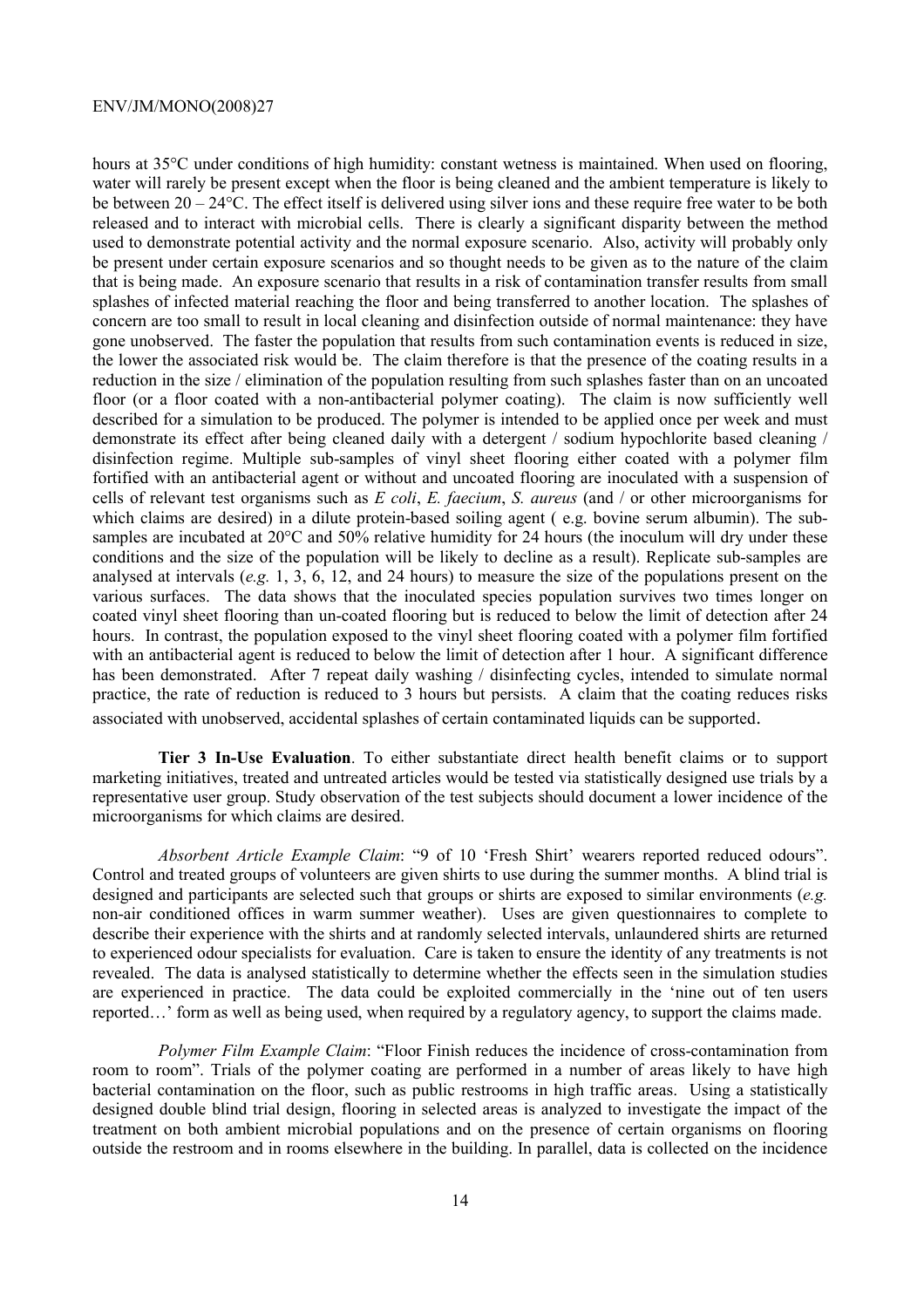hours at 35°C under conditions of high humidity: constant wetness is maintained. When used on flooring, water will rarely be present except when the floor is being cleaned and the ambient temperature is likely to be between 20 – 24°C. The effect itself is delivered using silver ions and these require free water to be both released and to interact with microbial cells. There is clearly a significant disparity between the method used to demonstrate potential activity and the normal exposure scenario. Also, activity will probably only be present under certain exposure scenarios and so thought needs to be given as to the nature of the claim that is being made. An exposure scenario that results in a risk of contamination transfer results from small splashes of infected material reaching the floor and being transferred to another location. The splashes of concern are too small to result in local cleaning and disinfection outside of normal maintenance: they have gone unobserved. The faster the population that results from such contamination events is reduced in size, the lower the associated risk would be. The claim therefore is that the presence of the coating results in a reduction in the size / elimination of the population resulting from such splashes faster than on an uncoated floor (or a floor coated with a non-antibacterial polymer coating). The claim is now sufficiently well described for a simulation to be produced. The polymer is intended to be applied once per week and must demonstrate its effect after being cleaned daily with a detergent / sodium hypochlorite based cleaning / disinfection regime. Multiple sub-samples of vinyl sheet flooring either coated with a polymer film fortified with an antibacterial agent or without and uncoated flooring are inoculated with a suspension of cells of relevant test organisms such as *E coli*, *E. faecium*, *S. aureus* (and / or other microorganisms for which claims are desired) in a dilute protein-based soiling agent ( e.g. bovine serum albumin). The sub-samples are incubated at 20°C and 50% relative humidity for 24 hours (the inoculum will dry under these conditions and the size of the population will be likely to decline as a result). Replicate sub-samples are analysed at intervals (*e.g.* 1, 3, 6, 12, and 24 hours) to measure the size of the populations present on the various surfaces. The data shows that the inoculated species population survives two times longer on coated vinyl sheet flooring than un-coated flooring but is reduced to below the limit of detection after 24 hours. In contrast, the population exposed to the vinyl sheet flooring coated with a polymer film fortified with an antibacterial agent is reduced to below the limit of detection after 1 hour. A significant difference has been demonstrated. After 7 repeat daily washing / disinfecting cycles, intended to simulate normal practice, the rate of reduction is reduced to 3 hours but persists. A claim that the coating reduces risks associated with unobserved, accidental splashes of certain contaminated liquids can be supported.

**Tier 3 In-Use Evaluation**. To either substantiate direct health benefit claims or to support marketing initiatives, treated and untreated articles would be tested via statistically designed use trials by a representative user group. Study observation of the test subjects should document a lower incidence of the microorganisms for which claims are desired.

*Absorbent Article Example Claim*: "9 of 10 'Fresh Shirt' wearers reported reduced odours". Control and treated groups of volunteers are given shirts to use during the summer months. A blind trial is designed and participants are selected such that groups or shirts are exposed to similar environments (*e.g.* non-air conditioned offices in warm summer weather). Uses are given questionnaires to complete to describe their experience with the shirts and at randomly selected intervals, unlaundered shirts are returned to experienced odour specialists for evaluation. Care is taken to ensure the identity of any treatments is not revealed. The data is analysed statistically to determine whether the effects seen in the simulation studies are experienced in practice. The data could be exploited commercially in the 'nine out of ten users reported…' form as well as being used, when required by a regulatory agency, to support the claims made.

*Polymer Film Example Claim*: "Floor Finish reduces the incidence of cross-contamination from room to room". Trials of the polymer coating are performed in a number of areas likely to have high bacterial contamination on the floor, such as public restrooms in high traffic areas. Using a statistically designed double blind trial design, flooring in selected areas is analyzed to investigate the impact of the treatment on both ambient microbial populations and on the presence of certain organisms on flooring outside the restroom and in rooms elsewhere in the building. In parallel, data is collected on the incidence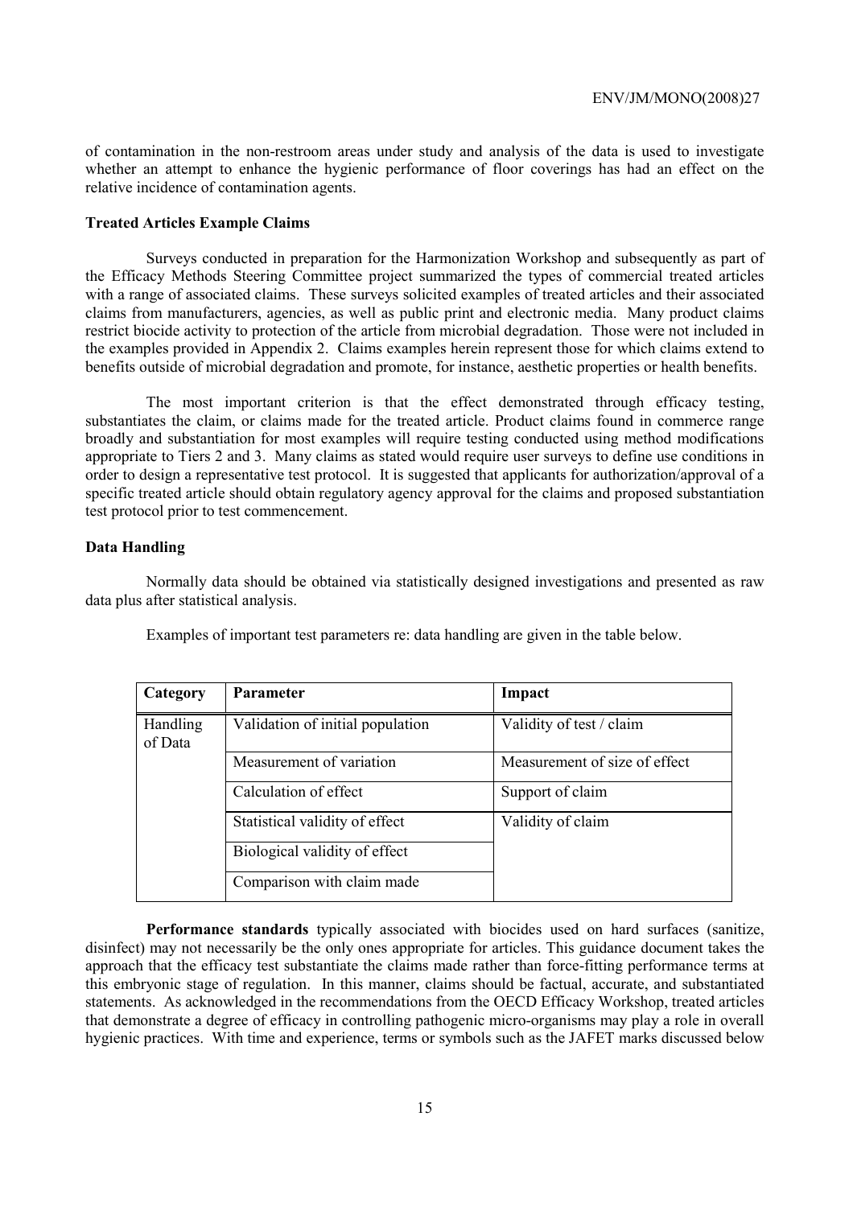of contamination in the non-restroom areas under study and analysis of the data is used to investigate whether an attempt to enhance the hygienic performance of floor coverings has had an effect on the relative incidence of contamination agents.

**Treated Articles Example Claims**

Surveys conducted in preparation for the Harmonization Workshop and subsequently as part of the Efficacy Methods Steering Committee project summarized the types of commercial treated articles with a range of associated claims. These surveys solicited examples of treated articles and their associated claims from manufacturers, agencies, as well as public print and electronic media. Many product claims restrict biocide activity to protection of the article from microbial degradation. Those were not included in the examples provided in Appendix 2. Claims examples herein represent those for which claims extend to benefits outside of microbial degradation and promote, for instance, aesthetic properties or health benefits.

The most important criterion is that the effect demonstrated through efficacy testing, substantiates the claim, or claims made for the treated article. Product claims found in commerce range broadly and substantiation for most examples will require testing conducted using method modifications appropriate to Tiers 2 and 3. Many claims as stated would require user surveys to define use conditions in order to design a representative test protocol. It is suggested that applicants for authorization/approval of a specific treated article should obtain regulatory agency approval for the claims and proposed substantiation test protocol prior to test commencement.

**Data Handling**

Normally data should be obtained via statistically designed investigations and presented as raw data plus after statistical analysis.

Examples of important test parameters re: data handling are given in the table below.

| Category | Parameter | Impact |
|---|---|---|
| Handling of Data | Validation of initial population | Validity of test / claim |
| | Measurement of variation | Measurement of size of effect |
| | Calculation of effect | Support of claim |
| | Statistical validity of effect | Validity of claim |
| | Biological validity of effect | |
| | Comparison with claim made | |

**Performance standards** typically associated with biocides used on hard surfaces (sanitize, disinfect) may not necessarily be the only ones appropriate for articles. This guidance document takes the approach that the efficacy test substantiate the claims made rather than force-fitting performance terms at this embryonic stage of regulation. In this manner, claims should be factual, accurate, and substantiated statements. As acknowledged in the recommendations from the OECD Efficacy Workshop, treated articles that demonstrate a degree of efficacy in controlling pathogenic micro-organisms may play a role in overall hygienic practices. With time and experience, terms or symbols such as the JAFET marks discussed below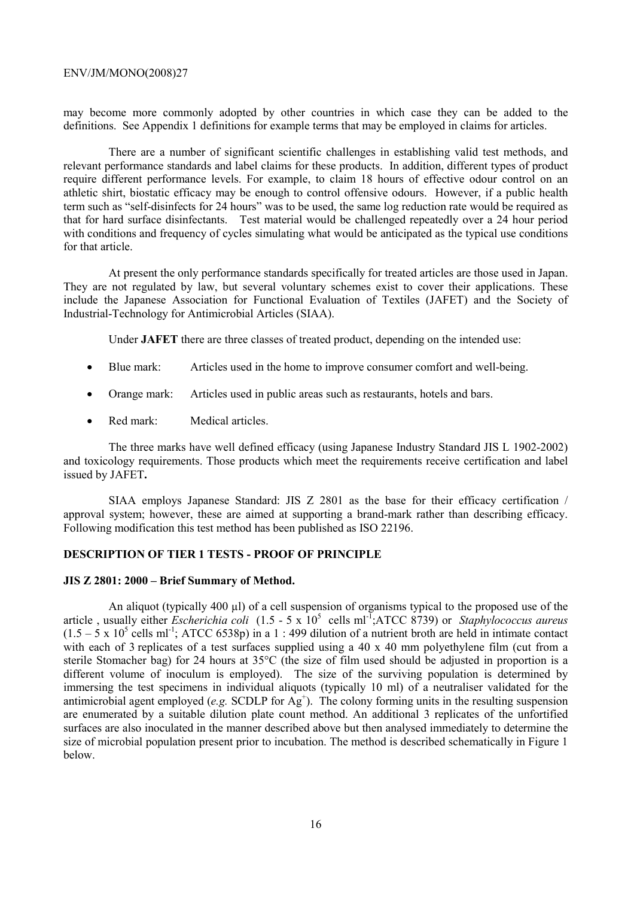may become more commonly adopted by other countries in which case they can be added to the definitions. See Appendix 1 definitions for example terms that may be employed in claims for articles.

There are a number of significant scientific challenges in establishing valid test methods, and relevant performance standards and label claims for these products. In addition, different types of product require different performance levels. For example, to claim 18 hours of effective odour control on an athletic shirt, biostatic efficacy may be enough to control offensive odours. However, if a public health term such as "self-disinfects for 24 hours" was to be used, the same log reduction rate would be required as that for hard surface disinfectants. Test material would be challenged repeatedly over a 24 hour period with conditions and frequency of cycles simulating what would be anticipated as the typical use conditions for that article.

At present the only performance standards specifically for treated articles are those used in Japan. They are not regulated by law, but several voluntary schemes exist to cover their applications. These include the Japanese Association for Functional Evaluation of Textiles (JAFET) and the Society of Industrial-Technology for Antimicrobial Articles (SIAA).

Under **JAFET** there are three classes of treated product, depending on the intended use:

- Blue mark: Articles used in the home to improve consumer comfort and well-being.
- Orange mark: Articles used in public areas such as restaurants, hotels and bars.
- Red mark: Medical articles.

The three marks have well defined efficacy (using Japanese Industry Standard JIS L 1902-2002) and toxicology requirements. Those products which meet the requirements receive certification and label issued by JAFET**.**

SIAA employs Japanese Standard: JIS Z 2801 as the base for their efficacy certification / approval system; however, these are aimed at supporting a brand-mark rather than describing efficacy. Following modification this test method has been published as ISO 22196.

## DESCRIPTION OF TIER 1 TESTS - PROOF OF PRINCIPLE

### JIS Z 2801: 2000 – Brief Summary of Method.

An aliquot (typically 400 µl) of a cell suspension of organisms typical to the proposed use of the article , usually either *Escherichia coli* ($1.5$ - $5 \times 10^5$ cells $ml^{-1}$;ATCC 8739) or *Staphylococcus aureus* ($1.5 – 5 \times 10^5$ cells $ml^{-1}$; ATCC 6538p) in a 1 : 499 dilution of a nutrient broth are held in intimate contact with each of 3 replicates of a test surfaces supplied using a 40 x 40 mm polyethylene film (cut from a sterile Stomacher bag) for 24 hours at 35°C (the size of film used should be adjusted in proportion is a different volume of inoculum is employed). The size of the surviving population is determined by immersing the test specimens in individual aliquots (typically 10 ml) of a neutraliser validated for the antimicrobial agent employed (*e.g.* SCDLP for $Ag^{+}$). The colony forming units in the resulting suspension are enumerated by a suitable dilution plate count method. An additional 3 replicates of the unfortified surfaces are also inoculated in the manner described above but then analysed immediately to determine the size of microbial population present prior to incubation. The method is described schematically in Figure 1 below.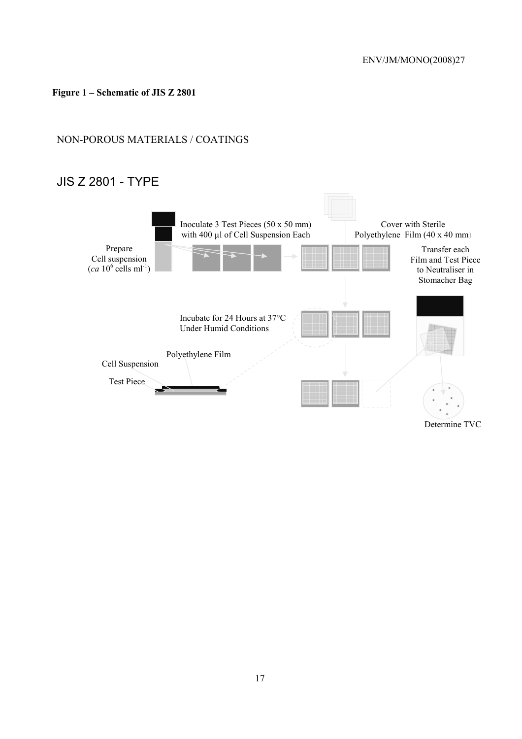**Figure 1 – Schematic of JIS Z 2801**

NON-POROUS MATERIALS / COATINGS

JIS Z 2801 - TYPE

Prepare Cell suspension (*ca* $10^6$ cells $ml^{-1}$)

Inoculate 3 Test Pieces (50 x 50 mm) with 400 µl of Cell Suspension Each

Cover with Sterile Polyethylene Film (40 x 40 mm)

Transfer each Film and Test Piece to Neutraliser in Stomacher Bag

Incubate for 24 Hours at 37°C Under Humid Conditions

Polyethylene Film

Cell Suspension

Test Piece

Determine TVC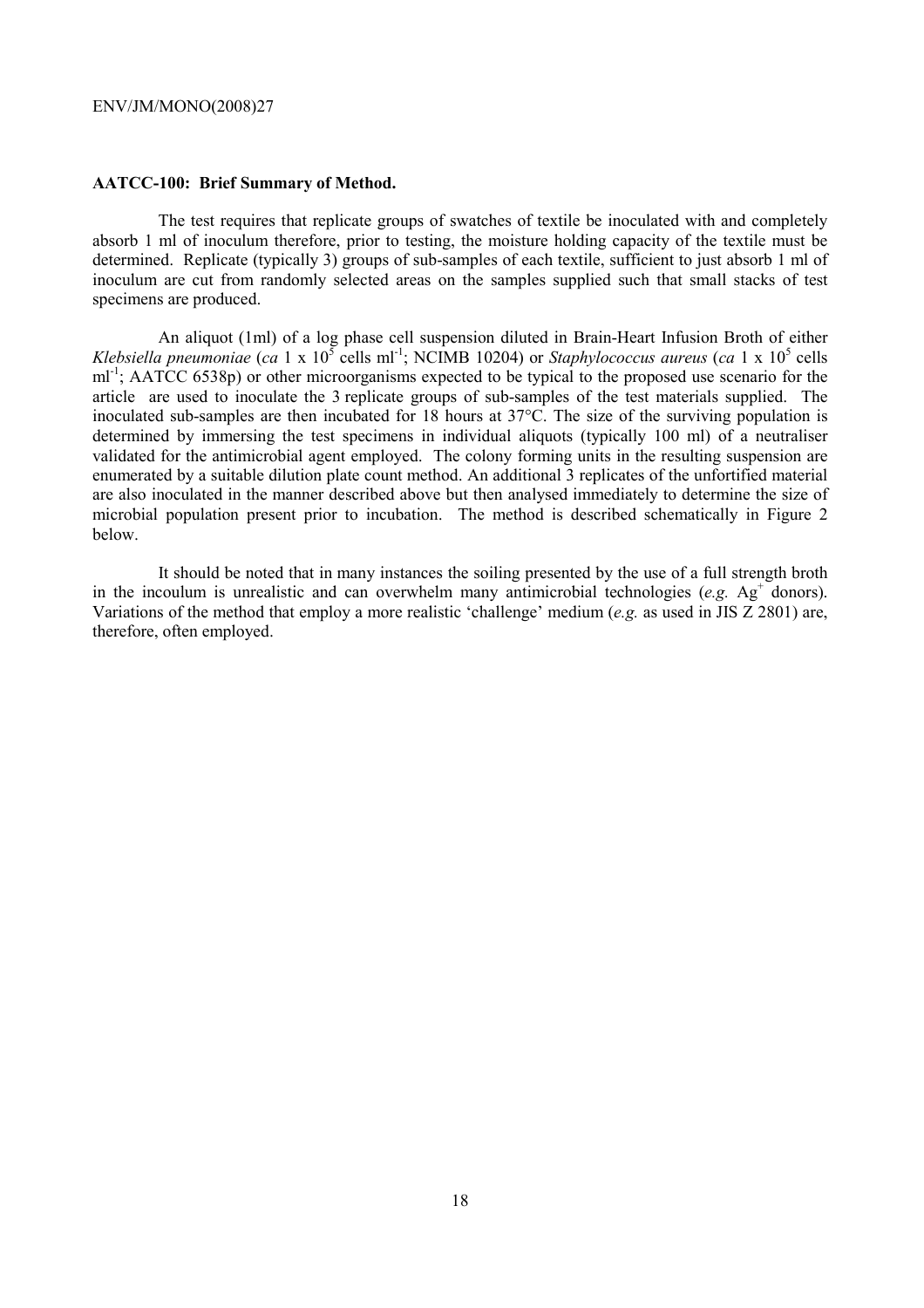**AATCC-100: Brief Summary of Method.**

The test requires that replicate groups of swatches of textile be inoculated with and completely absorb 1 ml of inoculum therefore, prior to testing, the moisture holding capacity of the textile must be determined. Replicate (typically 3) groups of sub-samples of each textile, sufficient to just absorb 1 ml of inoculum are cut from randomly selected areas on the samples supplied such that small stacks of test specimens are produced.

An aliquot (1ml) of a log phase cell suspension diluted in Brain-Heart Infusion Broth of either *Klebsiella pneumoniae* (*ca* 1 x $10^5$ cells $ml^{-1}$; NCIMB 10204) or *Staphylococcus aureus* (*ca* 1 x $10^5$ cells $ml^{-1}$; AATCC 6538p) or other microorganisms expected to be typical to the proposed use scenario for the article are used to inoculate the 3 replicate groups of sub-samples of the test materials supplied. The inoculated sub-samples are then incubated for 18 hours at 37°C. The size of the surviving population is determined by immersing the test specimens in individual aliquots (typically 100 ml) of a neutraliser validated for the antimicrobial agent employed. The colony forming units in the resulting suspension are enumerated by a suitable dilution plate count method. An additional 3 replicates of the unfortified material are also inoculated in the manner described above but then analysed immediately to determine the size of microbial population present prior to incubation. The method is described schematically in Figure 2 below.

It should be noted that in many instances the soiling presented by the use of a full strength broth in the incoulum is unrealistic and can overwhelm many antimicrobial technologies (*e.g.* $Ag^+$ donors). Variations of the method that employ a more realistic 'challenge' medium (*e.g.* as used in JIS Z 2801) are, therefore, often employed.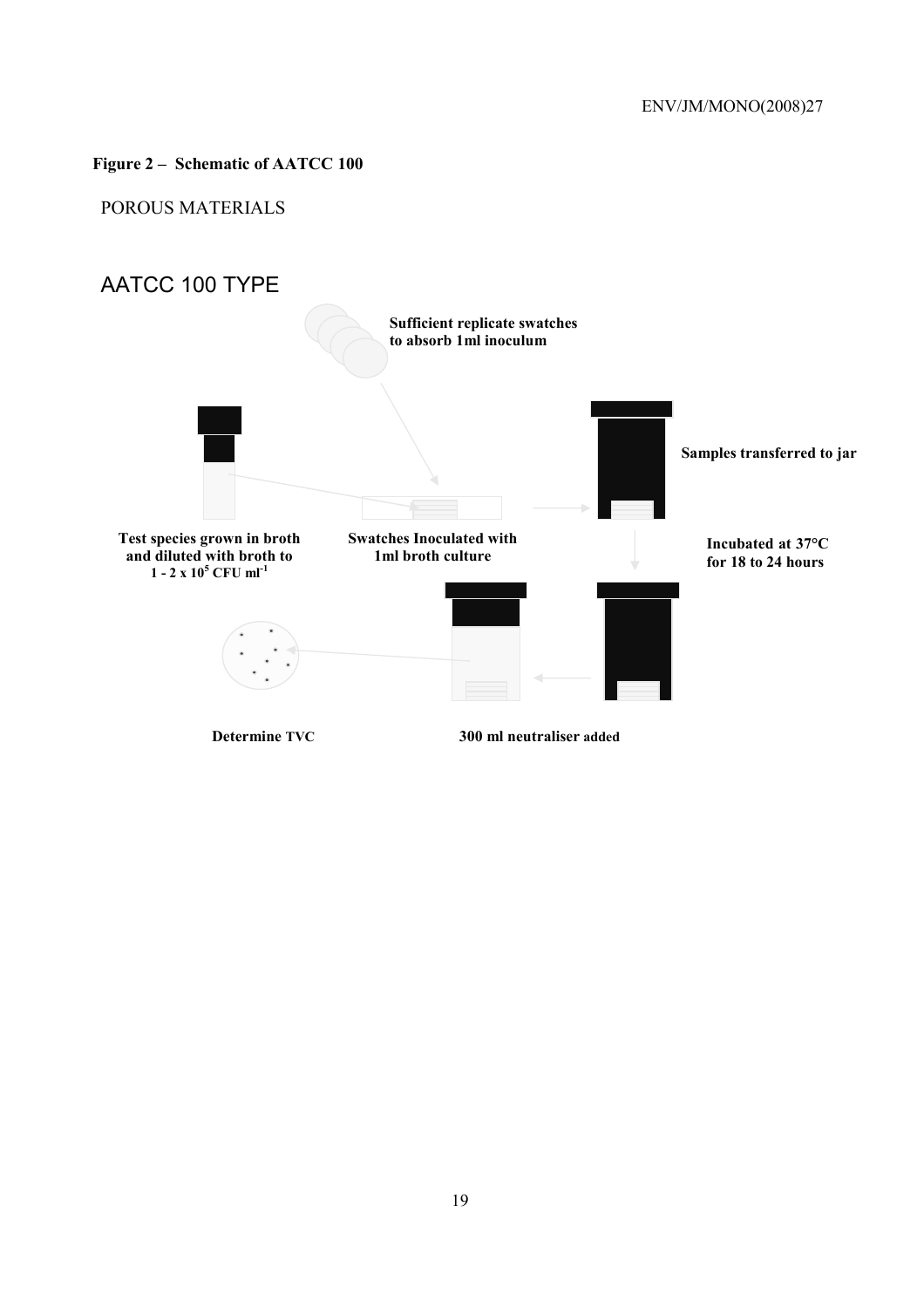**Figure 2 – Schematic of AATCC 100**

POROUS MATERIALS

AATCC 100 TYPE

**Sufficient replicate swatches to absorb 1ml inoculum**

**Samples transferred to jar**

**Test species grown in broth and diluted with broth to $1 - 2 \times 10^5$ CFU $ml^{-1}$**

**Swatches Inoculated with 1ml broth culture**

**Incubated at 37°C for 18 to 24 hours**

**Determine TVC**

**300 ml neutraliser added**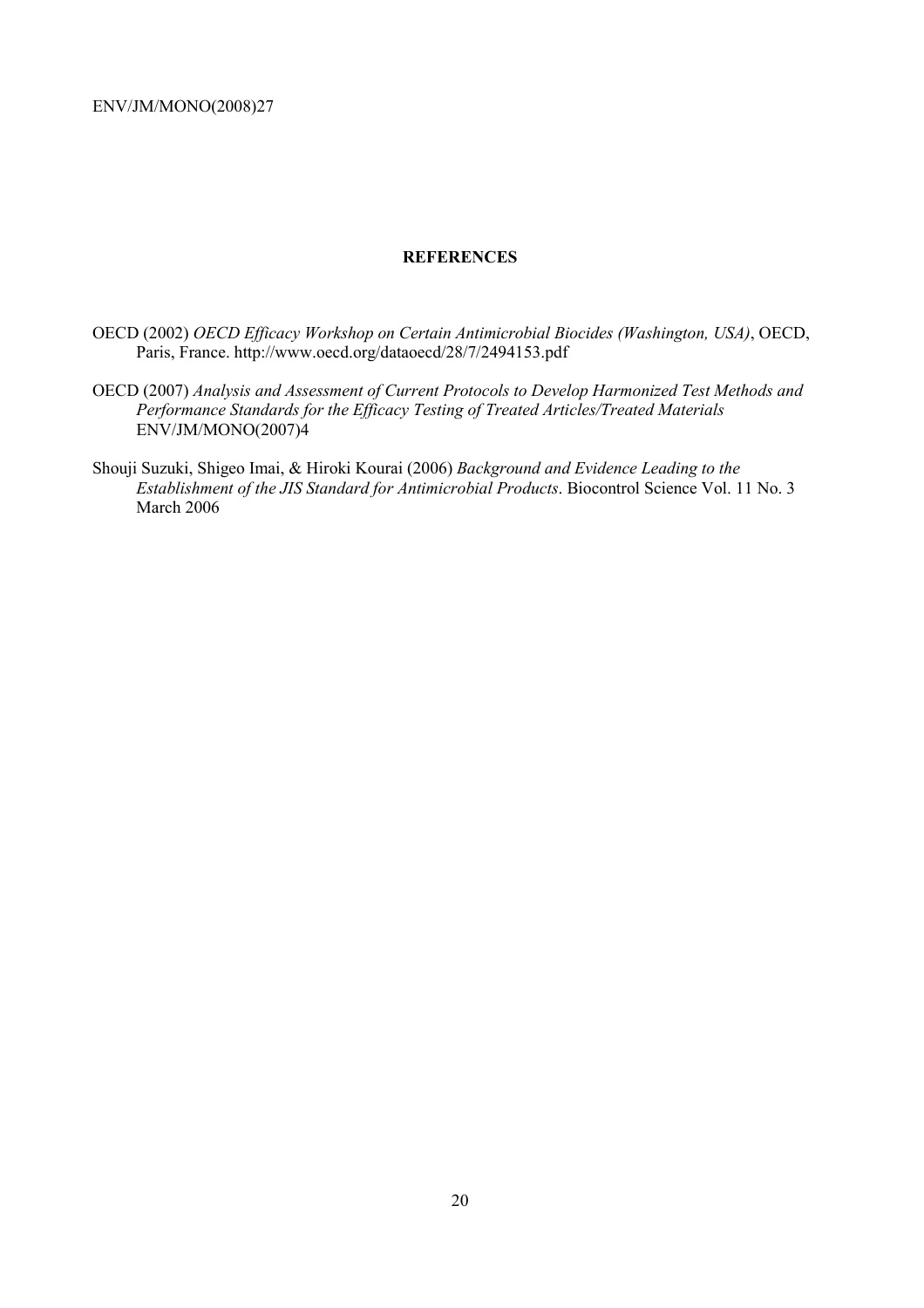## REFERENCES

OECD (2002) *OECD Efficacy Workshop on Certain Antimicrobial Biocides (Washington, USA)*, OECD, Paris, France. http://www.oecd.org/dataoecd/28/7/2494153.pdf

OECD (2007) *Analysis and Assessment of Current Protocols to Develop Harmonized Test Methods and Performance Standards for the Efficacy Testing of Treated Articles/Treated Materials* ENV/JM/MONO(2007)4

Shouji Suzuki, Shigeo Imai, & Hiroki Kourai (2006) *Background and Evidence Leading to the Establishment of the JIS Standard for Antimicrobial Products*. Biocontrol Science Vol. 11 No. 3 March 2006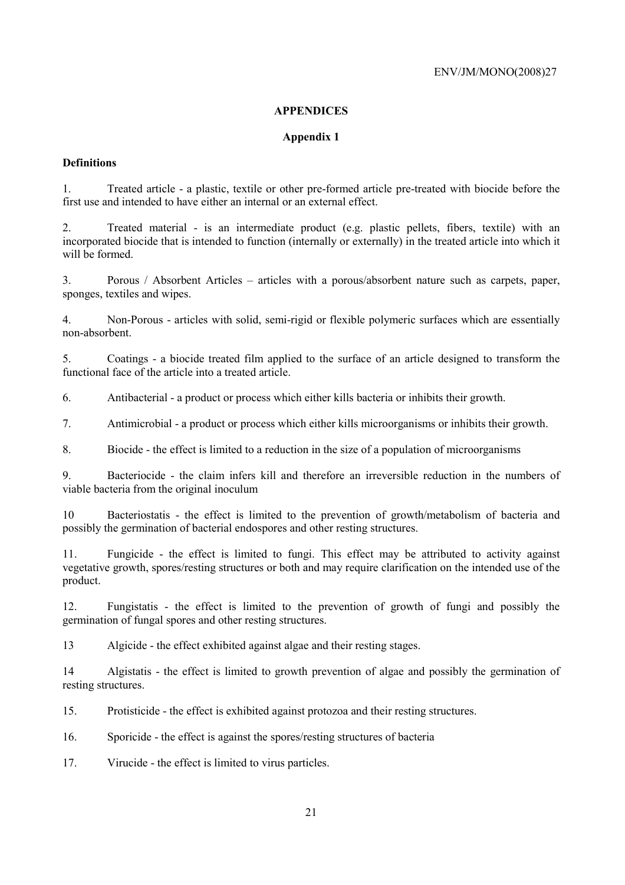# APPENDICES

## Appendix 1

**Definitions**

1. Treated article - a plastic, textile or other pre-formed article pre-treated with biocide before the first use and intended to have either an internal or an external effect.

2. Treated material - is an intermediate product (e.g. plastic pellets, fibers, textile) with an incorporated biocide that is intended to function (internally or externally) in the treated article into which it will be formed.

3. Porous / Absorbent Articles – articles with a porous/absorbent nature such as carpets, paper, sponges, textiles and wipes.

4. Non-Porous - articles with solid, semi-rigid or flexible polymeric surfaces which are essentially non-absorbent.

5. Coatings - a biocide treated film applied to the surface of an article designed to transform the functional face of the article into a treated article.

6. Antibacterial - a product or process which either kills bacteria or inhibits their growth.

7. Antimicrobial - a product or process which either kills microorganisms or inhibits their growth.

8. Biocide - the effect is limited to a reduction in the size of a population of microorganisms

9. Bacteriocide - the claim infers kill and therefore an irreversible reduction in the numbers of viable bacteria from the original inoculum

10 Bacteriostatis - the effect is limited to the prevention of growth/metabolism of bacteria and possibly the germination of bacterial endospores and other resting structures.

11. Fungicide - the effect is limited to fungi. This effect may be attributed to activity against vegetative growth, spores/resting structures or both and may require clarification on the intended use of the product.

12. Fungistatis - the effect is limited to the prevention of growth of fungi and possibly the germination of fungal spores and other resting structures.

13 Algicide - the effect exhibited against algae and their resting stages.

14 Algistatis - the effect is limited to growth prevention of algae and possibly the germination of resting structures.

15. Protisticide - the effect is exhibited against protozoa and their resting structures.

16. Sporicide - the effect is against the spores/resting structures of bacteria

17. Virucide - the effect is limited to virus particles.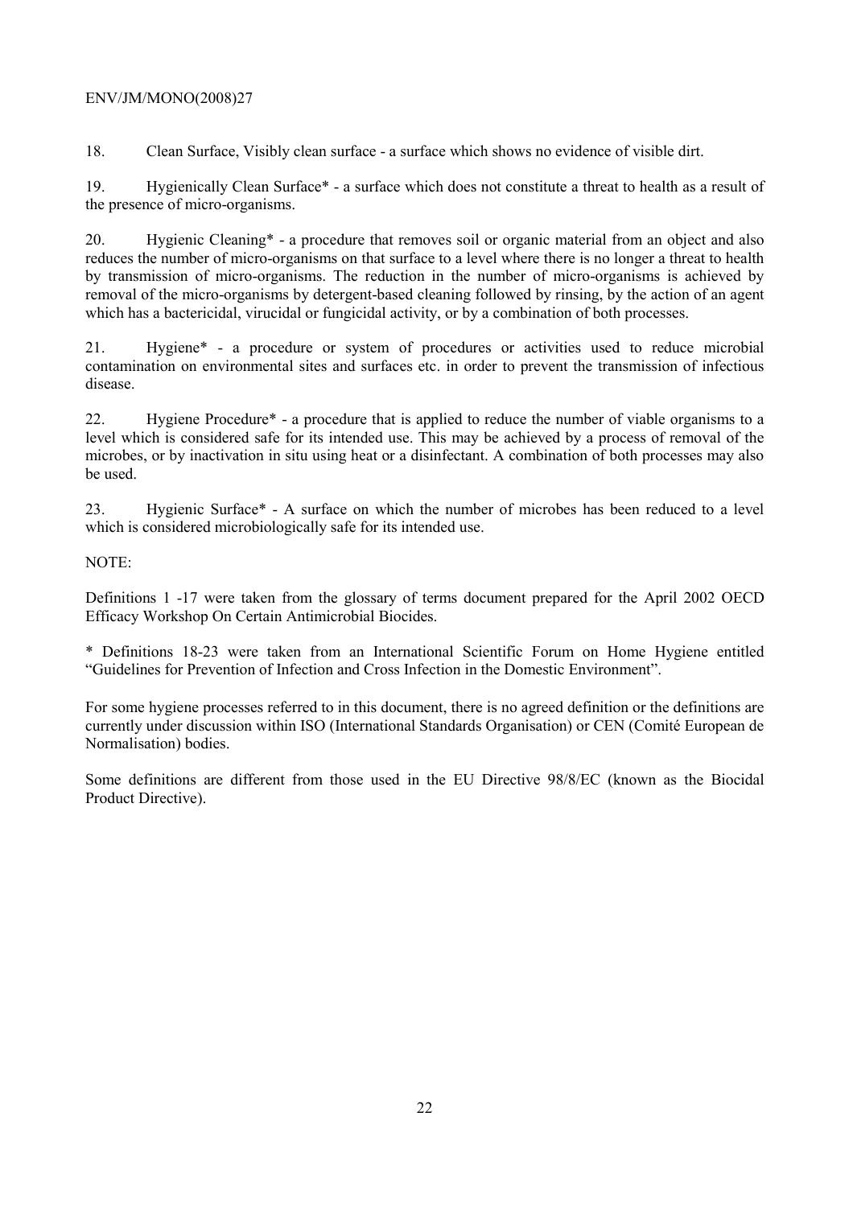18. Clean Surface, Visibly clean surface - a surface which shows no evidence of visible dirt.

19. Hygienically Clean Surface* - a surface which does not constitute a threat to health as a result of the presence of micro-organisms.

20. Hygienic Cleaning* - a procedure that removes soil or organic material from an object and also reduces the number of micro-organisms on that surface to a level where there is no longer a threat to health by transmission of micro-organisms. The reduction in the number of micro-organisms is achieved by removal of the micro-organisms by detergent-based cleaning followed by rinsing, by the action of an agent which has a bactericidal, virucidal or fungicidal activity, or by a combination of both processes.

21. Hygiene* - a procedure or system of procedures or activities used to reduce microbial contamination on environmental sites and surfaces etc. in order to prevent the transmission of infectious disease.

22. Hygiene Procedure* - a procedure that is applied to reduce the number of viable organisms to a level which is considered safe for its intended use. This may be achieved by a process of removal of the microbes, or by inactivation in situ using heat or a disinfectant. A combination of both processes may also be used.

23. Hygienic Surface* - A surface on which the number of microbes has been reduced to a level which is considered microbiologically safe for its intended use.

NOTE:

Definitions 1 -17 were taken from the glossary of terms document prepared for the April 2002 OECD Efficacy Workshop On Certain Antimicrobial Biocides.

* Definitions 18-23 were taken from an International Scientific Forum on Home Hygiene entitled "Guidelines for Prevention of Infection and Cross Infection in the Domestic Environment".

For some hygiene processes referred to in this document, there is no agreed definition or the definitions are currently under discussion within ISO (International Standards Organisation) or CEN (Comité European de Normalisation) bodies.

Some definitions are different from those used in the EU Directive 98/8/EC (known as the Biocidal Product Directive).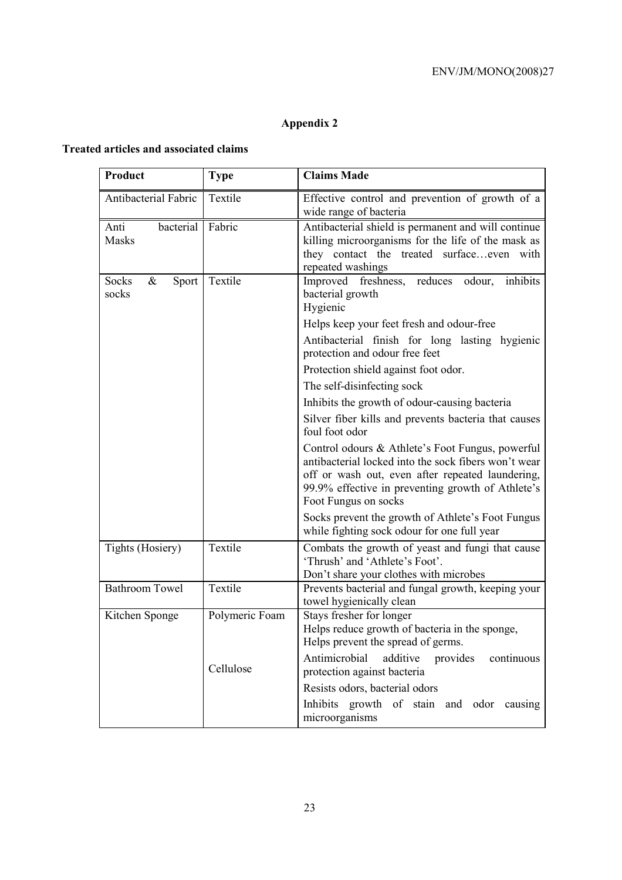# Appendix 2

**Treated articles and associated claims**

| Product | Type | Claims Made |
| --- | --- | --- |
| Antibacterial Fabric | Textile | Effective control and prevention of growth of a wide range of bacteria |
| Anti bacterial Masks | Fabric | Antibacterial shield is permanent and will continue killing microorganisms for the life of the mask as they contact the treated surface…even with repeated washings |
| Socks & Sport socks | Textile | Improved freshness, reduces odour, inhibits bacterial growth<br>Hygienic |
| | | Helps keep your feet fresh and odour-free |
| | | Antibacterial finish for long lasting hygienic protection and odour free feet |
| | | Protection shield against foot odor. |
| | | The self-disinfecting sock |
| | | Inhibits the growth of odour-causing bacteria |
| | | Silver fiber kills and prevents bacteria that causes foul foot odor |
| | | Control odours & Athlete's Foot Fungus, powerful antibacterial locked into the sock fibers won't wear off or wash out, even after repeated laundering, 99.9% effective in preventing growth of Athlete's Foot Fungus on socks |
| | | Socks prevent the growth of Athlete's Foot Fungus while fighting sock odour for one full year |
| Tights (Hosiery) | Textile | Combats the growth of yeast and fungi that cause 'Thrush' and 'Athlete's Foot'.<br>Don't share your clothes with microbes |
| Bathroom Towel | Textile | Prevents bacterial and fungal growth, keeping your towel hygienically clean |
| Kitchen Sponge | Polymeric Foam | Stays fresher for longer<br>Helps reduce growth of bacteria in the sponge,<br>Helps prevent the spread of germs. |
| | Cellulose | Antimicrobial additive provides continuous protection against bacteria |
| | | Resists odors, bacterial odors |
| | | Inhibits growth of stain and odor causing microorganisms |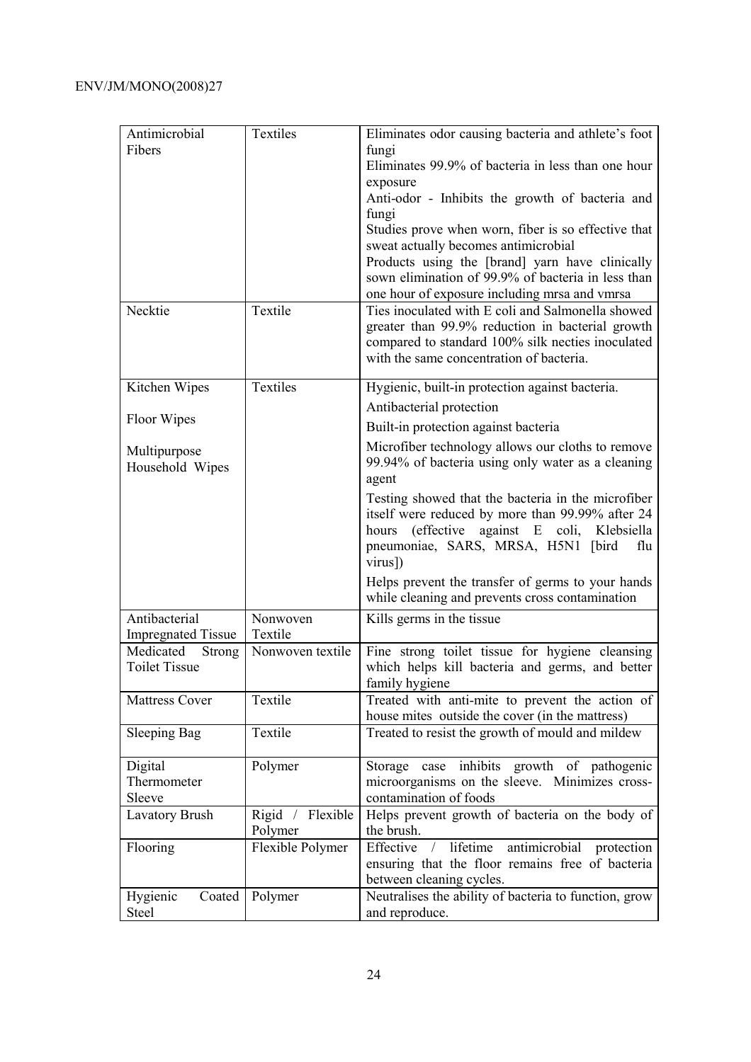| Antimicrobial Fibers | Textiles | Eliminates odor causing bacteria and athlete's foot fungi<br>Eliminates 99.9% of bacteria in less than one hour exposure<br>Anti-odor - Inhibits the growth of bacteria and fungi<br>Studies prove when worn, fiber is so effective that sweat actually becomes antimicrobial<br>Products using the [brand] yarn have clinically sown elimination of 99.9% of bacteria in less than one hour of exposure including mrsa and vmrsa |
|---|---|---|
| Necktie | Textile | Ties inoculated with E coli and Salmonella showed greater than 99.9% reduction in bacterial growth compared to standard 100% silk necties inoculated with the same concentration of bacteria. |
| Kitchen Wipes<br><br>Floor Wipes<br><br>Multipurpose Household Wipes | Textiles | Hygienic, built-in protection against bacteria.<br>Antibacterial protection<br>Built-in protection against bacteria<br>Microfiber technology allows our cloths to remove 99.94% of bacteria using only water as a cleaning agent<br>Testing showed that the bacteria in the microfiber itself were reduced by more than 99.99% after 24 hours (effective against E coli, Klebsiella pneumoniae, SARS, MRSA, H5N1 [bird flu virus])<br>Helps prevent the transfer of germs to your hands while cleaning and prevents cross contamination |
| Antibacterial Impregnated Tissue | Nonwoven Textile | Kills germs in the tissue |
| Medicated Strong Toilet Tissue | Nonwoven textile | Fine strong toilet tissue for hygiene cleansing which helps kill bacteria and germs, and better family hygiene |
| Mattress Cover | Textile | Treated with anti-mite to prevent the action of house mites outside the cover (in the mattress) |
| Sleeping Bag | Textile | Treated to resist the growth of mould and mildew |
| Digital Thermometer Sleeve | Polymer | Storage case inhibits growth of pathogenic microorganisms on the sleeve. Minimizes cross-contamination of foods |
| Lavatory Brush | Rigid / Flexible Polymer | Helps prevent growth of bacteria on the body of the brush. |
| Flooring | Flexible Polymer | Effective / lifetime antimicrobial protection ensuring that the floor remains free of bacteria between cleaning cycles. |
| Hygienic Coated Steel | Polymer | Neutralises the ability of bacteria to function, grow and reproduce. |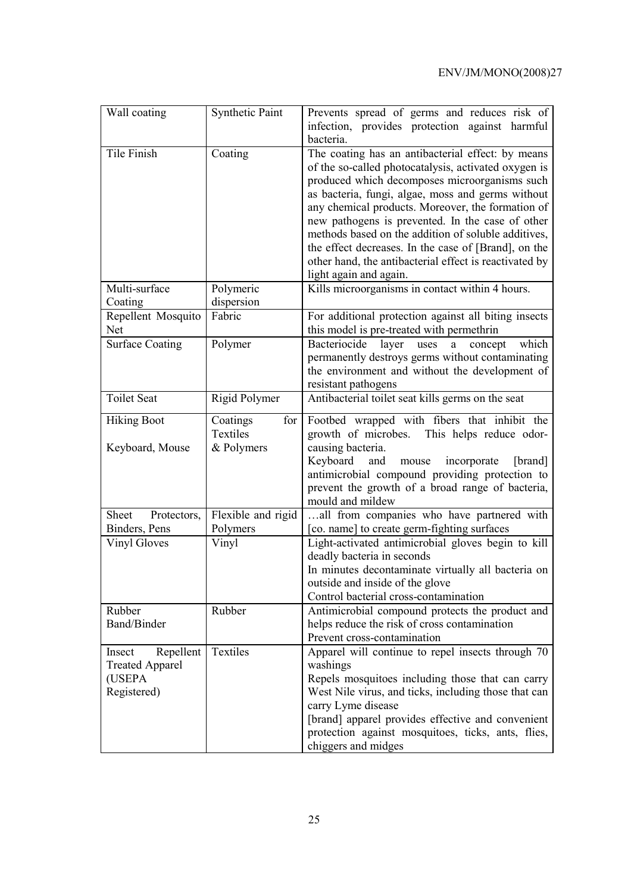| | | |
|---|---|---|
| Wall coating | Synthetic Paint | Prevents spread of germs and reduces risk of infection, provides protection against harmful bacteria. |
| Tile Finish | Coating | The coating has an antibacterial effect: by means of the so-called photocatalysis, activated oxygen is produced which decomposes microorganisms such as bacteria, fungi, algae, moss and germs without any chemical products. Moreover, the formation of new pathogens is prevented. In the case of other methods based on the addition of soluble additives, the effect decreases. In the case of [Brand], on the other hand, the antibacterial effect is reactivated by light again and again. |
| Multi-surface Coating | Polymeric dispersion | Kills microorganisms in contact within 4 hours. |
| Repellent Mosquito Net | Fabric | For additional protection against all biting insects this model is pre-treated with permethrin |
| Surface Coating | Polymer | Bacteriocide layer uses a concept which permanently destroys germs without contaminating the environment and without the development of resistant pathogens |
| Toilet Seat | Rigid Polymer | Antibacterial toilet seat kills germs on the seat |
| Hiking Boot<br><br>Keyboard, Mouse | Coatings for Textiles & Polymers | Footbed wrapped with fibers that inhibit the growth of microbes. This helps reduce odor-causing bacteria.<br>Keyboard and mouse incorporate [brand] antimicrobial compound providing protection to prevent the growth of a broad range of bacteria, mould and mildew |
| Sheet Protectors, Binders, Pens | Flexible and rigid Polymers | …all from companies who have partnered with [co. name] to create germ-fighting surfaces |
| Vinyl Gloves | Vinyl | Light-activated antimicrobial gloves begin to kill deadly bacteria in seconds<br>In minutes decontaminate virtually all bacteria on outside and inside of the glove<br>Control bacterial cross-contamination |
| Rubber Band/Binder | Rubber | Antimicrobial compound protects the product and helps reduce the risk of cross contamination<br>Prevent cross-contamination |
| Insect Repellent Treated Apparel (USEPA Registered) | Textiles | Apparel will continue to repel insects through 70 washings<br>Repels mosquitoes including those that can carry West Nile virus, and ticks, including those that can carry Lyme disease<br>[brand] apparel provides effective and convenient protection against mosquitoes, ticks, ants, flies, chiggers and midges |